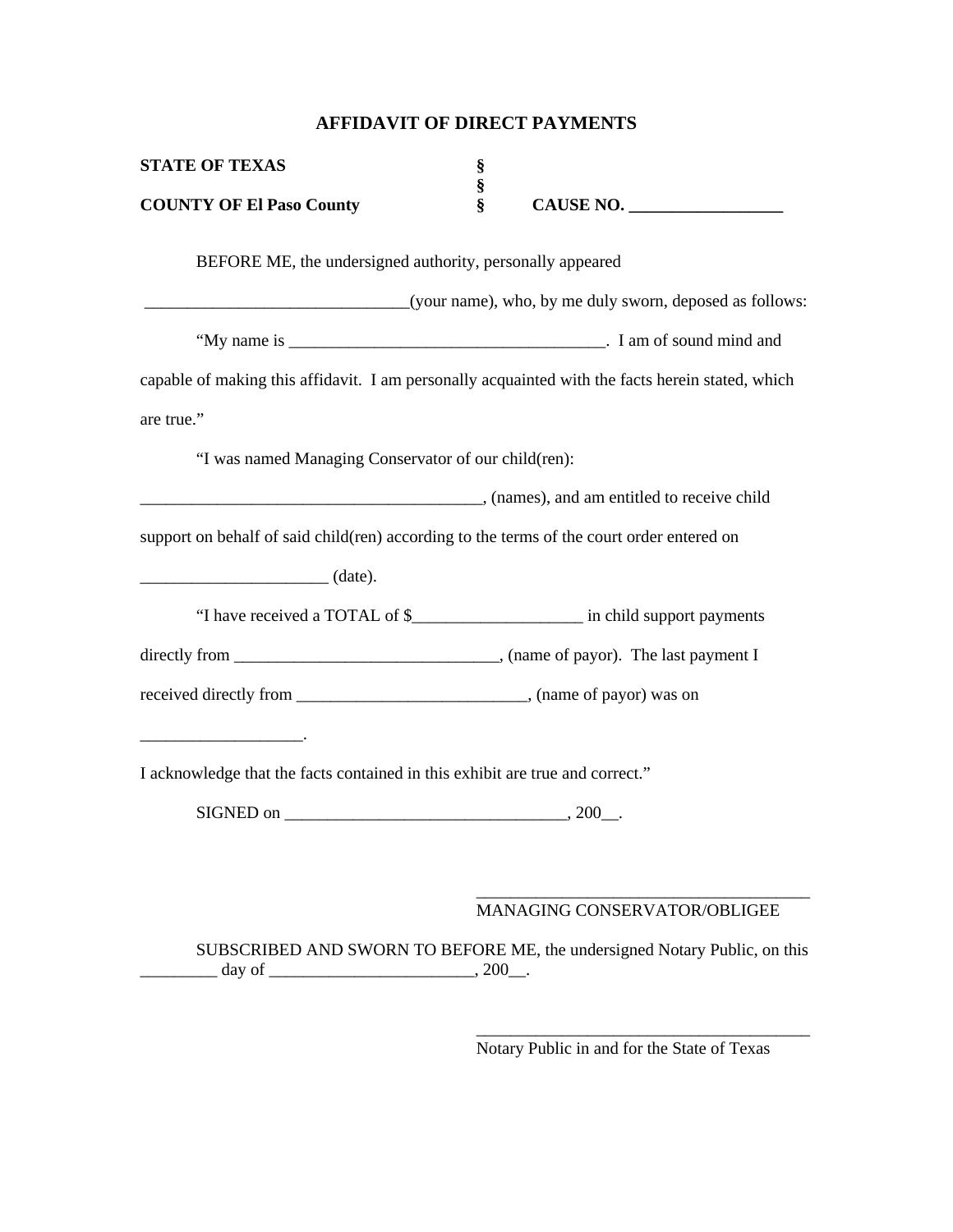# AFFIDAVIT OF DIRECT PAYMENTS

**STATE OF TEXTS** §
§
**COUNTY OF El Paso County** § **CAUSE NO. __________________**

BEFORE ME, the undersigned authority, personally appeared _______________________________(your name), who, by me duly sworn, deposed as follows:

"My name is ______________________________________. I am of sound mind and capable of making this affidavit. I am personally acquainted with the facts herein stated, which are true."

"I was named Managing Conservator of our child(ren): ________________________________________, (names), and am entitled to receive child support on behalf of said child(ren) according to the terms of the court order entered on _____________________ (date).

"I have received a TOTAL of $____________________ in child support payments directly from _______________________________, (name of payor). The last payment I received directly from ___________________________, (name of payor) was on ___________________.

I acknowledge that the facts contained in this exhibit are true and correct."

SIGNED on _________________________________, 200__.

_______________________________________
MANAGING CONSERVATOR/OBLIGEE

SUBSCRIBED AND SWORN TO BEFORE ME, the undersigned Notary Public, on this _________ day of ________________________, 200__.

_______________________________________
Notary Public in and for the State of Texas

# AFFIDAVIT OF DIRECT PAYMENTS

**STATE OF TEXAS** §
§
**COUNTY OF El Paso County** § **CAUSE NO. __________________**

BEFORE ME, the undersigned authority, personally appeared _______________________________(your name), who, by me duly sworn, deposed as follows:

"My name is ______________________________________. I am of sound mind and capable of making this affidavit. I am personally acquainted with the facts herein stated, which are true."

"I was named Managing Conservator of our child(ren): ________________________________________, (names), and am entitled to receive child support on behalf of said child(ren) according to the terms of the court order entered on _____________________ (date).

"I have received a TOTAL of $____________________ in child support payments directly from _______________________________, (name of payor). The last payment I received directly from ___________________________, (name of payor) was on ___________________.

I acknowledge that the facts contained in this exhibit are true and correct."

SIGNED on _________________________________, 200__.

_______________________________________
MANAGING CONSERVATOR/OBLIGEE

SUBSCRIBED AND SWORN TO BEFORE ME, the undersigned Notary Public, on this _________ day of ________________________, 200__.

_______________________________________
Notary Public in and for the State of Texas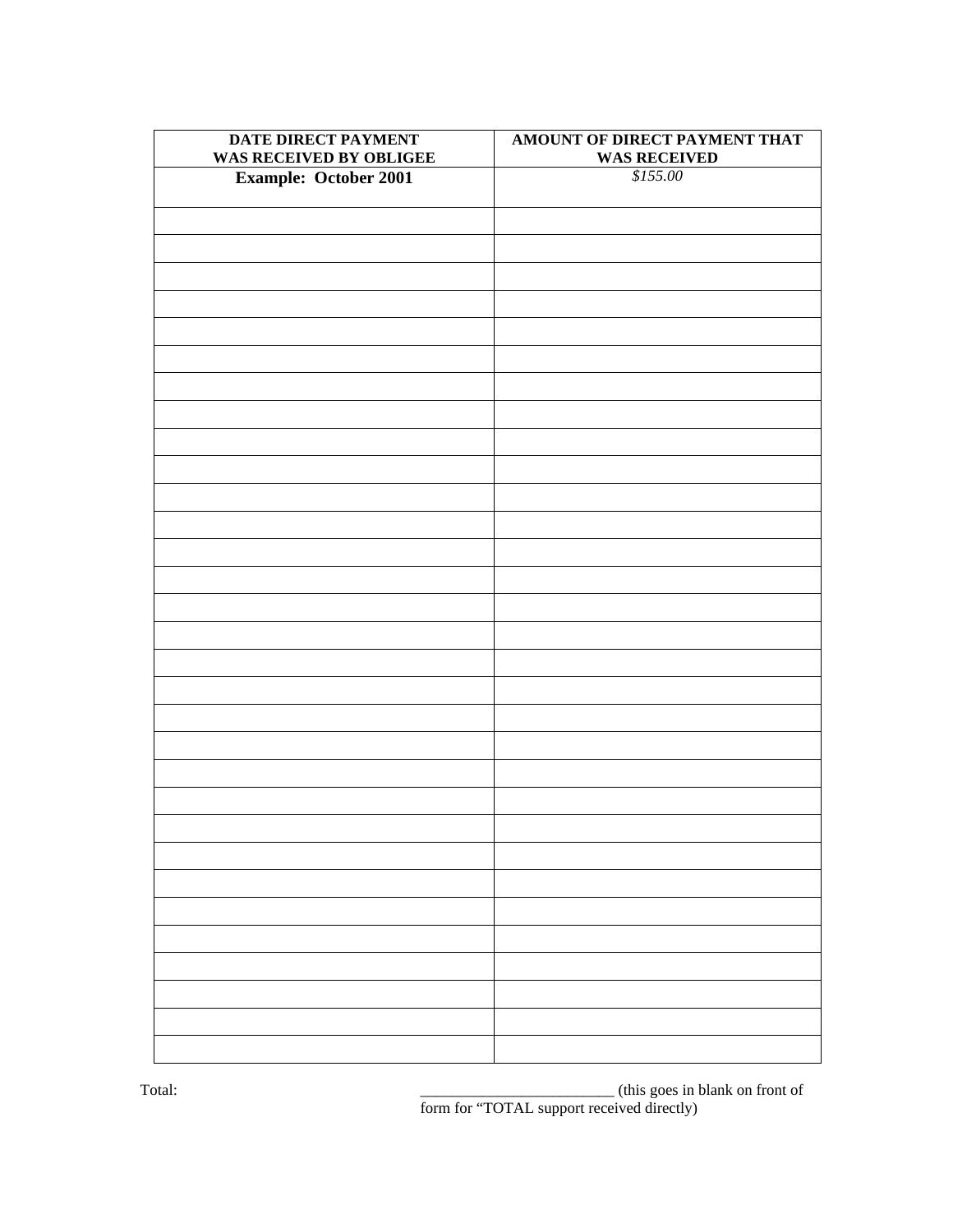| DATE DIRECT PAYMENT WAS RECEIVED BY OBLIGEE | AMOUNT OF DIRECT PAYMENT THAT WAS RECEIVED |
|---|---|
| **Example: October 2001** | *$155.00* |
| | |
| | |
| | |
| | |
| | |
| | |
| | |
| | |
| | |
| | |
| | |
| | |
| | |
| | |
| | |
| | |
| | |
| | |
| | |
| | |
| | |
| | |
| | |
| | |
| | |
| | |
| | |
| | |
| | |
| | |
| | |

Total: _________________________ (this goes in blank on front of form for "TOTAL support received directly)